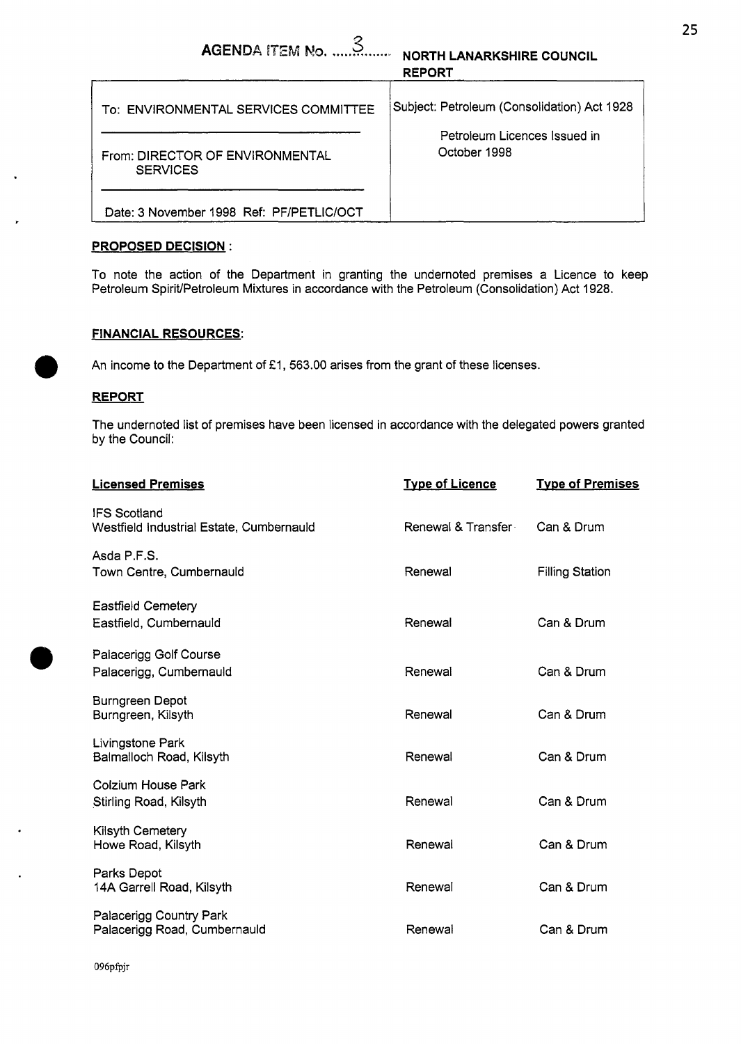AGENDA ITEM No. 3 **NORTH LANARKSHIRE COUNCIL REPORT**

| To: ENVIRONMENTAL SERVICES COMMITTEE | Subject: Petroleum (Consolidation) Act 1928 |
|---|---|
| From: DIRECTOR OF ENVIRONMENTAL SERVICES | Petroleum Licences Issued in October 1998 |
| Date: 3 November 1998 Ref: PF/PETLIC/OCT | |

**PROPOSED DECISION** :

To note the action of the Department in granting the undernoted premises a Licence to keep Petroleum Spirit/Petroleum Mixtures in accordance with the Petroleum (Consolidation) Act 1928.

**FINANCIAL RESOURCES**:

An income to the Department of £1, 563.00 arises from the grant of these licenses.

**REPORT**

The undernoted list of premises have been licensed in accordance with the delegated powers granted by the Council:

| **Licensed Premises** | **Type of Licence** | **Type of Premises** |
|---|---|---|
| IFS Scotland<br>Westfield Industrial Estate, Cumbernauld | Renewal & Transfer | Can & Drum |
| Asda P.F.S.<br>Town Centre, Cumbernauld | Renewal | Filling Station |
| Eastfield Cemetery<br>Eastfield, Cumbernauld | Renewal | Can & Drum |
| Palacerigg Golf Course<br>Palacerigg, Cumbernauld | Renewal | Can & Drum |
| Burngreen Depot<br>Burngreen, Kilsyth | Renewal | Can & Drum |
| Livingstone Park<br>Balmalloch Road, Kilsyth | Renewal | Can & Drum |
| Colzium House Park<br>Stirling Road, Kilsyth | Renewal | Can & Drum |
| Kilsyth Cemetery<br>Howe Road, Kilsyth | Renewal | Can & Drum |
| Parks Depot<br>14A Garrell Road, Kilsyth | Renewal | Can & Drum |
| Palacerigg Country Park<br>Palacerigg Road, Cumbernauld | Renewal | Can & Drum |

096pfpjr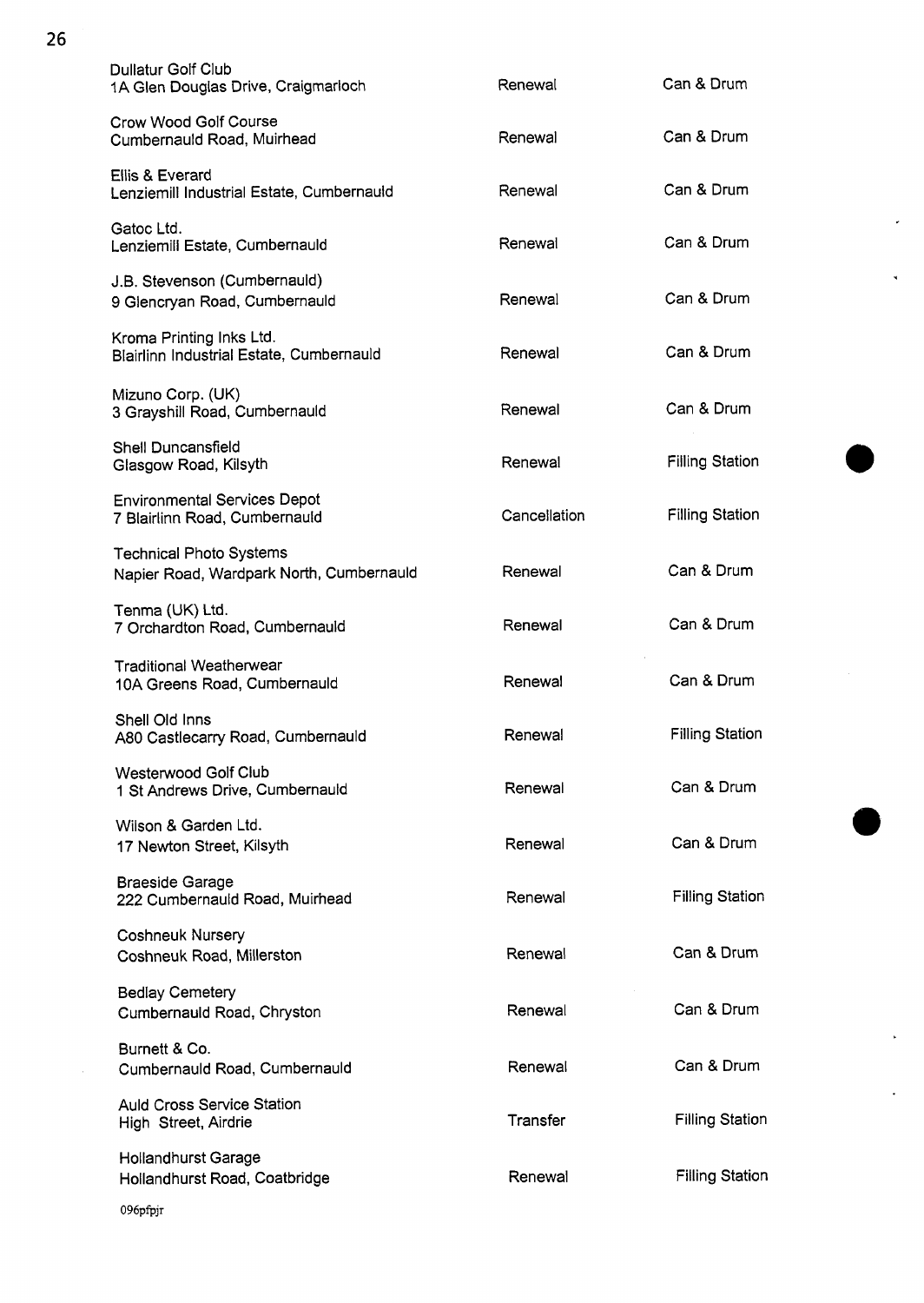| | | |
|---|---|---|
| Dullatur Golf Club<br>1A Glen Douglas Drive, Craigmarloch | Renewal | Can & Drum |
| Crow Wood Golf Course<br>Cumbernauld Road, Muirhead | Renewal | Can & Drum |
| Ellis & Everard<br>Lenziemill Industrial Estate, Cumbernauld | Renewal | Can & Drum |
| Gatoc Ltd.<br>Lenziemill Estate, Cumbernauld | Renewal | Can & Drum |
| J.B. Stevenson (Cumbernauld)<br>9 Glencryan Road, Cumbernauld | Renewal | Can & Drum |
| Kroma Printing Inks Ltd.<br>Blairlinn Industrial Estate, Cumbernauld | Renewal | Can & Drum |
| Mizuno Corp. (UK)<br>3 Grayshill Road, Cumbernauld | Renewal | Can & Drum |
| Shell Duncansfield<br>Glasgow Road, Kilsyth | Renewal | Filling Station |
| Environmental Services Depot<br>7 Blairlinn Road, Cumbernauld | Cancellation | Filling Station |
| Technical Photo Systems<br>Napier Road, Wardpark North, Cumbernauld | Renewal | Can & Drum |
| Tenma (UK) Ltd.<br>7 Orchardton Road, Cumbernauld | Renewal | Can & Drum |
| Traditional Weatherwear<br>10A Greens Road, Cumbernauld | Renewal | Can & Drum |
| Shell Old Inns<br>A80 Castlecarry Road, Cumbernauld | Renewal | Filling Station |
| Westerwood Golf Club<br>1 St Andrews Drive, Cumbernauld | Renewal | Can & Drum |
| Wilson & Garden Ltd.<br>17 Newton Street, Kilsyth | Renewal | Can & Drum |
| Braeside Garage<br>222 Cumbernauld Road, Muirhead | Renewal | Filling Station |
| Coshneuk Nursery<br>Coshneuk Road, Millerston | Renewal | Can & Drum |
| Bedlay Cemetery<br>Cumbernauld Road, Chryston | Renewal | Can & Drum |
| Burnett & Co.<br>Cumbernauld Road, Cumbernauld | Renewal | Can & Drum |
| Auld Cross Service Station<br>High Street, Airdrie | Transfer | Filling Station |
| Hollandhurst Garage<br>Hollandhurst Road, Coatbridge | Renewal | Filling Station |

096pfpjr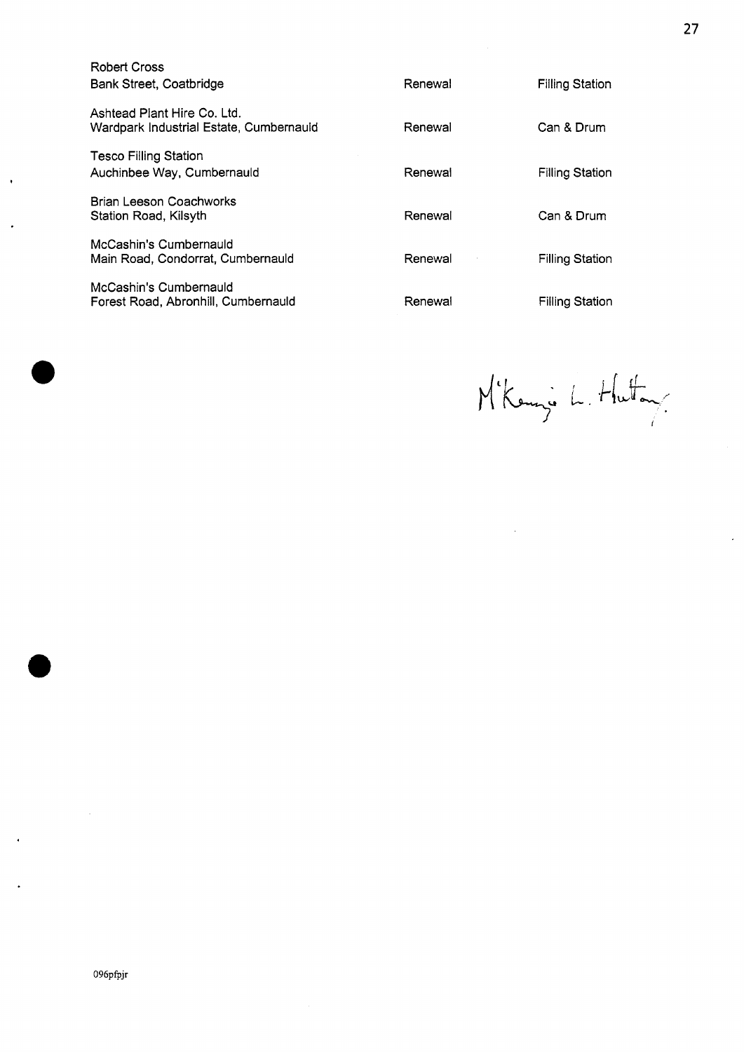| | | |
|---|---|---|
| Robert Cross<br>Bank Street, Coatbridge | Renewal | Filling Station |
| Ashtead Plant Hire Co. Ltd.<br>Wardpark Industrial Estate, Cumbernauld | Renewal | Can & Drum |
| Tesco Filling Station<br>Auchinbee Way, Cumbernauld | Renewal | Filling Station |
| Brian Leeson Coachworks<br>Station Road, Kilsyth | Renewal | Can & Drum |
| McCashin's Cumbernauld<br>Main Road, Condorrat, Cumbernauld | Renewal | Filling Station |
| McCashin's Cumbernauld<br>Forest Road, Abronhill, Cumbernauld | Renewal | Filling Station |

M'Kenzie L. Hutton

096pfpjr